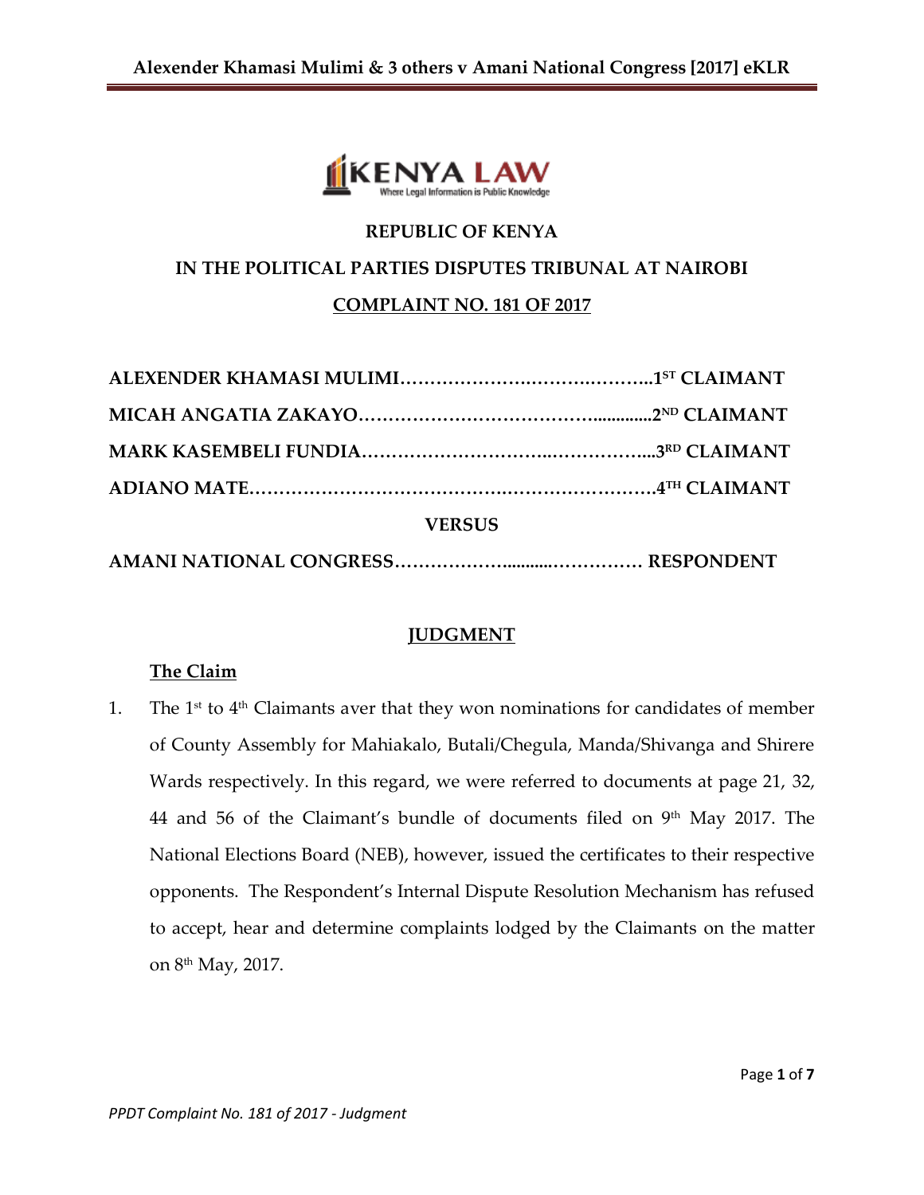**REPUBLIC OF KENYA**

**IN THE POLITICAL PARTIES DISPUTES TRIBUNAL AT NAIROBI**

**COMPLAINT NO. 181 OF 2017**

**ALEXENDER KHAMASI MULIMI……………………………………..1ST CLAIMANT**

**MICAH ANGATIA ZAKAYO………………………………….............2ND CLAIMANT**

**MARK KASEMBELI FUNDIA………………………..……………...3RD CLAIMANT**

**ADIANO MATE…………………………………………………………4TH CLAIMANT**

**VERSUS**

**AMANI NATIONAL CONGRESS……………..........…………… RESPONDENT**

## JUDGMENT

### The Claim

1. The 1st to 4th Claimants aver that they won nominations for candidates of member of County Assembly for Mahiakalo, Butali/Chegula, Manda/Shivanga and Shirere Wards respectively. In this regard, we were referred to documents at page 21, 32, 44 and 56 of the Claimant's bundle of documents filed on 9th May 2017. The National Elections Board (NEB), however, issued the certificates to their respective opponents. The Respondent's Internal Dispute Resolution Mechanism has refused to accept, hear and determine complaints lodged by the Claimants on the matter on 8th May, 2017.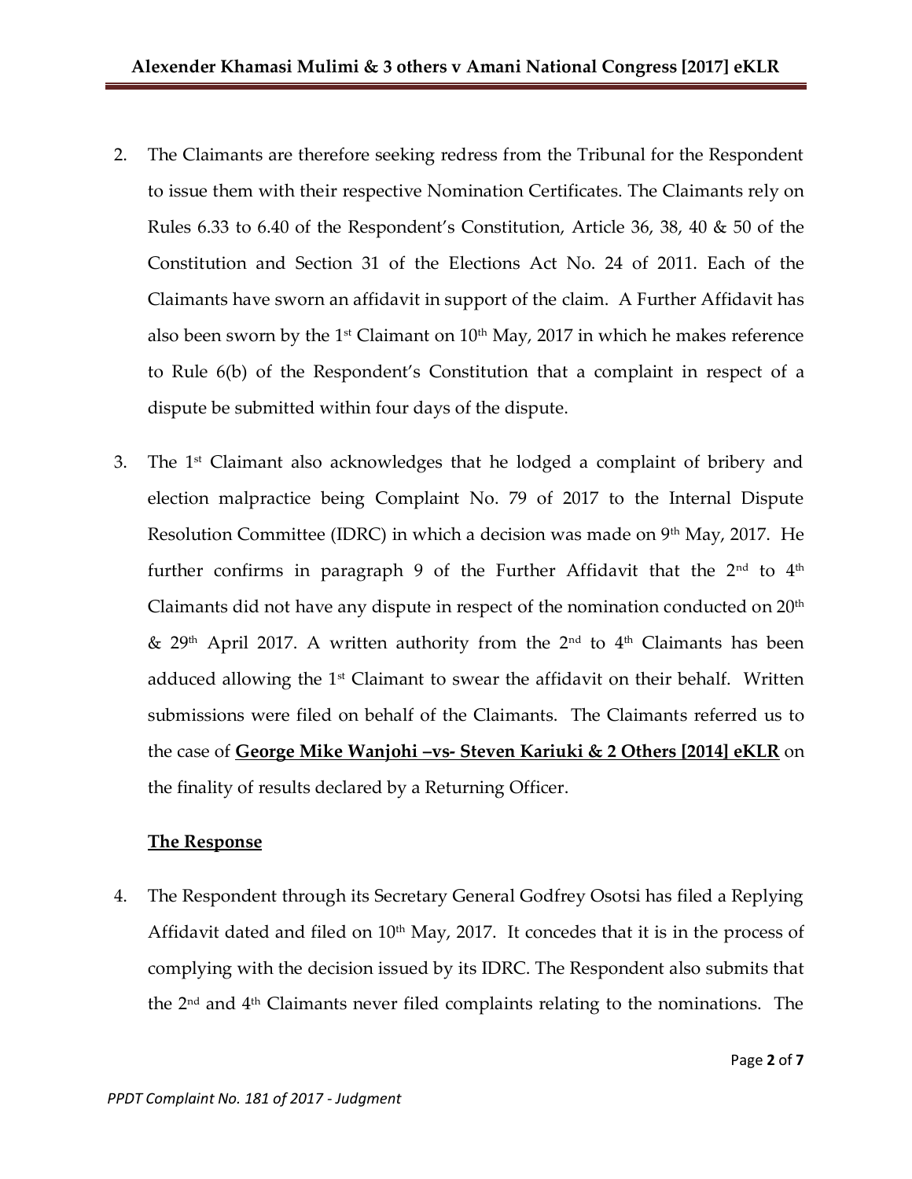2. The Claimants are therefore seeking redress from the Tribunal for the Respondent to issue them with their respective Nomination Certificates. The Claimants rely on Rules 6.33 to 6.40 of the Respondent's Constitution, Article 36, 38, 40 & 50 of the Constitution and Section 31 of the Elections Act No. 24 of 2011. Each of the Claimants have sworn an affidavit in support of the claim. A Further Affidavit has also been sworn by the 1st Claimant on 10th May, 2017 in which he makes reference to Rule 6(b) of the Respondent's Constitution that a complaint in respect of a dispute be submitted within four days of the dispute.

3. The 1st Claimant also acknowledges that he lodged a complaint of bribery and election malpractice being Complaint No. 79 of 2017 to the Internal Dispute Resolution Committee (IDRC) in which a decision was made on 9th May, 2017. He further confirms in paragraph 9 of the Further Affidavit that the 2nd to 4th Claimants did not have any dispute in respect of the nomination conducted on 20th & 29th April 2017. A written authority from the 2nd to 4th Claimants has been adduced allowing the 1st Claimant to swear the affidavit on their behalf. Written submissions were filed on behalf of the Claimants. The Claimants referred us to the case of **George Mike Wanjohi –vs- Steven Kariuki & 2 Others [2014] eKLR** on the finality of results declared by a Returning Officer.

**The Response**

4. The Respondent through its Secretary General Godfrey Osotsi has filed a Replying Affidavit dated and filed on 10th May, 2017. It concedes that it is in the process of complying with the decision issued by its IDRC. The Respondent also submits that the 2nd and 4th Claimants never filed complaints relating to the nominations. The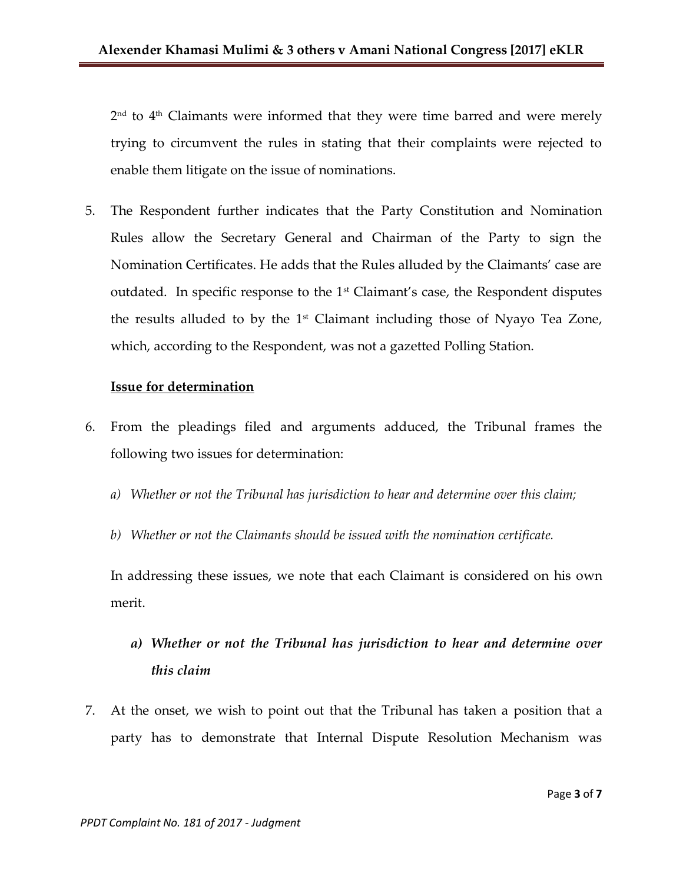2nd to 4th Claimants were informed that they were time barred and were merely trying to circumvent the rules in stating that their complaints were rejected to enable them litigate on the issue of nominations.

5. The Respondent further indicates that the Party Constitution and Nomination Rules allow the Secretary General and Chairman of the Party to sign the Nomination Certificates. He adds that the Rules alluded by the Claimants' case are outdated. In specific response to the 1st Claimant's case, the Respondent disputes the results alluded to by the 1st Claimant including those of Nyayo Tea Zone, which, according to the Respondent, was not a gazetted Polling Station.

**<u>Issue for determination</u>**

6. From the pleadings filed and arguments adduced, the Tribunal frames the following two issues for determination:

   *a) Whether or not the Tribunal has jurisdiction to hear and determine over this claim;*

   *b) Whether or not the Claimants should be issued with the nomination certificate.*

   In addressing these issues, we note that each Claimant is considered on his own merit.

   ***a) Whether or not the Tribunal has jurisdiction to hear and determine over this claim***

7. At the onset, we wish to point out that the Tribunal has taken a position that a party has to demonstrate that Internal Dispute Resolution Mechanism was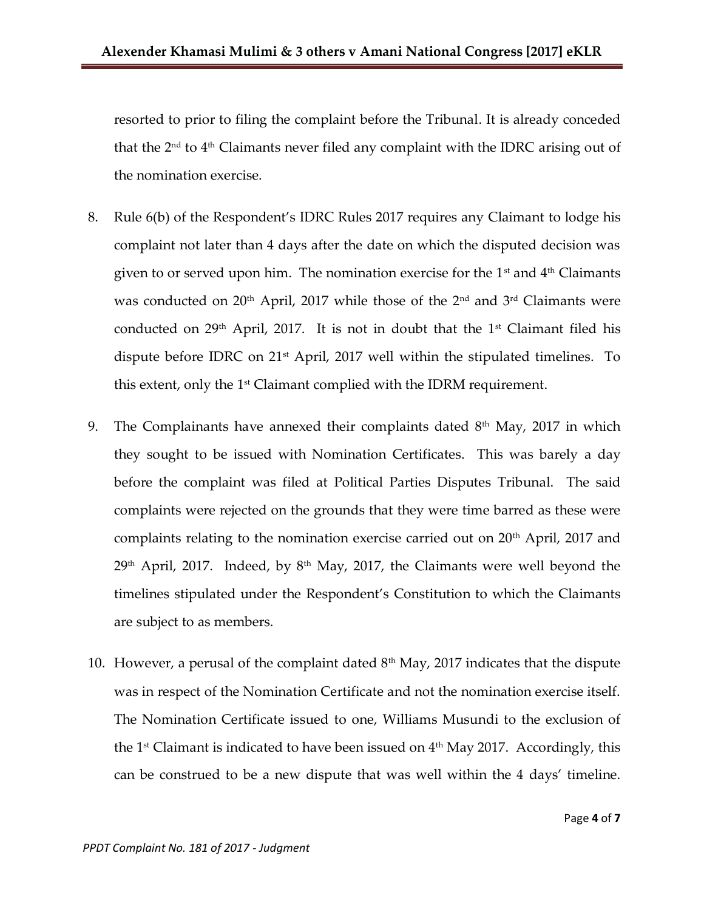resorted to prior to filing the complaint before the Tribunal. It is already conceded that the 2nd to 4th Claimants never filed any complaint with the IDRC arising out of the nomination exercise.

8. Rule 6(b) of the Respondent's IDRC Rules 2017 requires any Claimant to lodge his complaint not later than 4 days after the date on which the disputed decision was given to or served upon him. The nomination exercise for the 1st and 4th Claimants was conducted on 20th April, 2017 while those of the 2nd and 3rd Claimants were conducted on 29th April, 2017. It is not in doubt that the 1st Claimant filed his dispute before IDRC on 21st April, 2017 well within the stipulated timelines. To this extent, only the 1st Claimant complied with the IDRM requirement.

9. The Complainants have annexed their complaints dated 8th May, 2017 in which they sought to be issued with Nomination Certificates. This was barely a day before the complaint was filed at Political Parties Disputes Tribunal. The said complaints were rejected on the grounds that they were time barred as these were complaints relating to the nomination exercise carried out on 20th April, 2017 and 29th April, 2017. Indeed, by 8th May, 2017, the Claimants were well beyond the timelines stipulated under the Respondent's Constitution to which the Claimants are subject to as members.

10. However, a perusal of the complaint dated 8th May, 2017 indicates that the dispute was in respect of the Nomination Certificate and not the nomination exercise itself. The Nomination Certificate issued to one, Williams Musundi to the exclusion of the 1st Claimant is indicated to have been issued on 4th May 2017. Accordingly, this can be construed to be a new dispute that was well within the 4 days' timeline.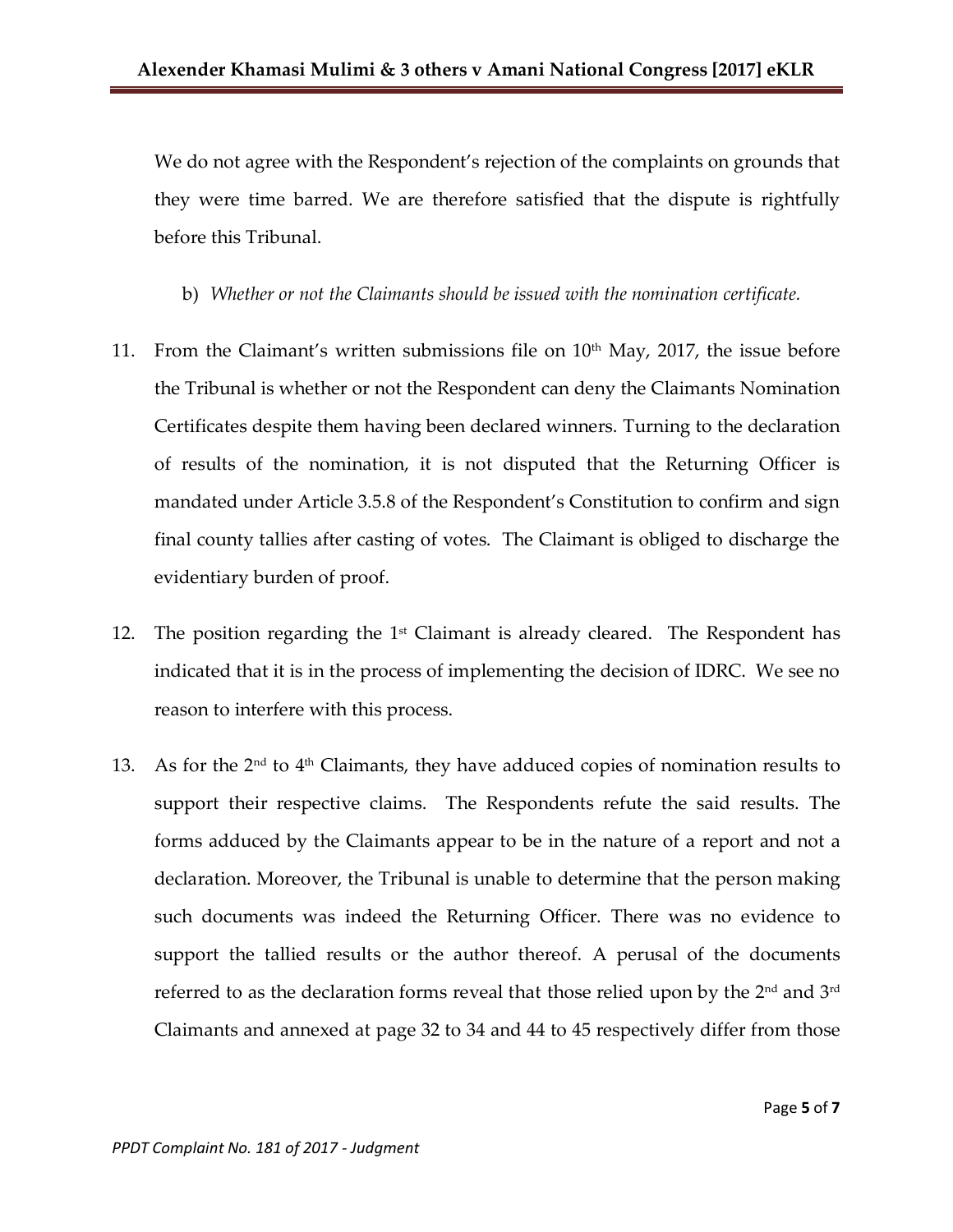We do not agree with the Respondent's rejection of the complaints on grounds that they were time barred. We are therefore satisfied that the dispute is rightfully before this Tribunal.

b) *Whether or not the Claimants should be issued with the nomination certificate.*

11. From the Claimant's written submissions file on 10th May, 2017, the issue before the Tribunal is whether or not the Respondent can deny the Claimants Nomination Certificates despite them having been declared winners. Turning to the declaration of results of the nomination, it is not disputed that the Returning Officer is mandated under Article 3.5.8 of the Respondent's Constitution to confirm and sign final county tallies after casting of votes. The Claimant is obliged to discharge the evidentiary burden of proof.

12. The position regarding the 1st Claimant is already cleared. The Respondent has indicated that it is in the process of implementing the decision of IDRC. We see no reason to interfere with this process.

13. As for the 2nd to 4th Claimants, they have adduced copies of nomination results to support their respective claims. The Respondents refute the said results. The forms adduced by the Claimants appear to be in the nature of a report and not a declaration. Moreover, the Tribunal is unable to determine that the person making such documents was indeed the Returning Officer. There was no evidence to support the tallied results or the author thereof. A perusal of the documents referred to as the declaration forms reveal that those relied upon by the 2nd and 3rd Claimants and annexed at page 32 to 34 and 44 to 45 respectively differ from those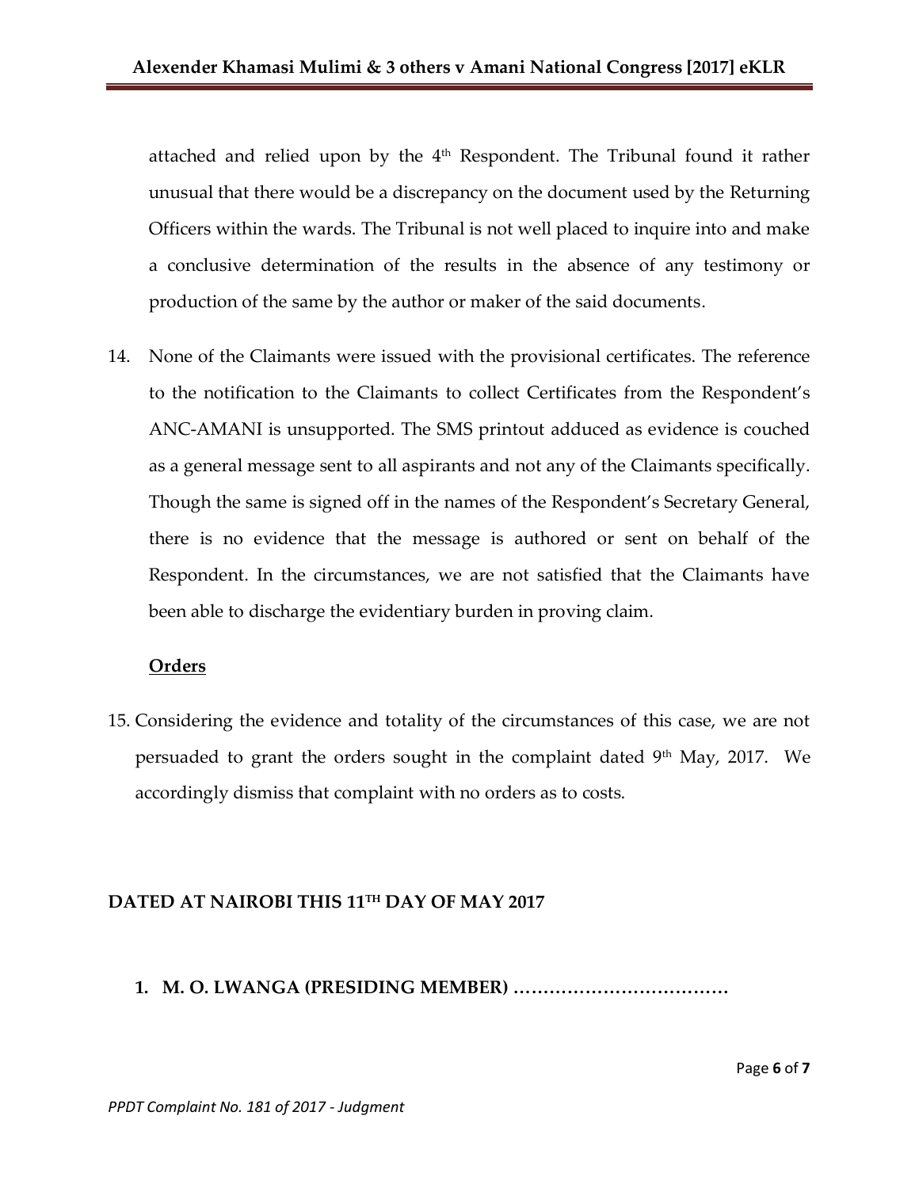attached and relied upon by the 4th Respondent. The Tribunal found it rather unusual that there would be a discrepancy on the document used by the Returning Officers within the wards. The Tribunal is not well placed to inquire into and make a conclusive determination of the results in the absence of any testimony or production of the same by the author or maker of the said documents.

14. None of the Claimants were issued with the provisional certificates. The reference to the notification to the Claimants to collect Certificates from the Respondent's ANC-AMANI is unsupported. The SMS printout adduced as evidence is couched as a general message sent to all aspirants and not any of the Claimants specifically. Though the same is signed off in the names of the Respondent's Secretary General, there is no evidence that the message is authored or sent on behalf of the Respondent. In the circumstances, we are not satisfied that the Claimants have been able to discharge the evidentiary burden in proving claim.

**Orders**

15. Considering the evidence and totality of the circumstances of this case, we are not persuaded to grant the orders sought in the complaint dated 9th May, 2017. We accordingly dismiss that complaint with no orders as to costs.

**DATED AT NAIROBI THIS 11TH DAY OF MAY 2017**

1. **M. O. LWANGA (PRESIDING MEMBER) ………………………………**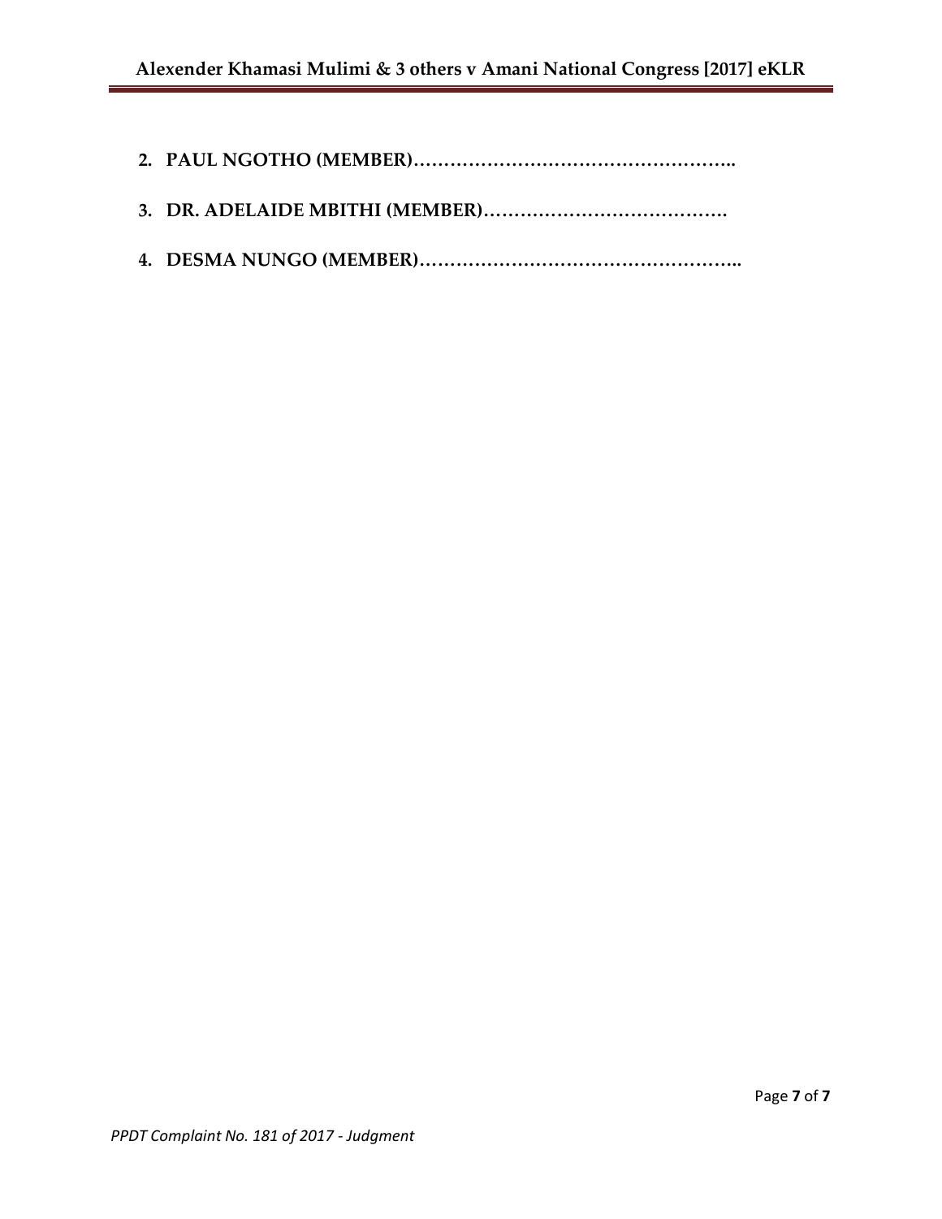2. **PAUL NGOTHO (MEMBER)……………………………………………..**

3. **DR. ADELAIDE MBITHI (MEMBER)………………………………….**

4. **DESMA NUNGO (MEMBER)……………………………………………..**